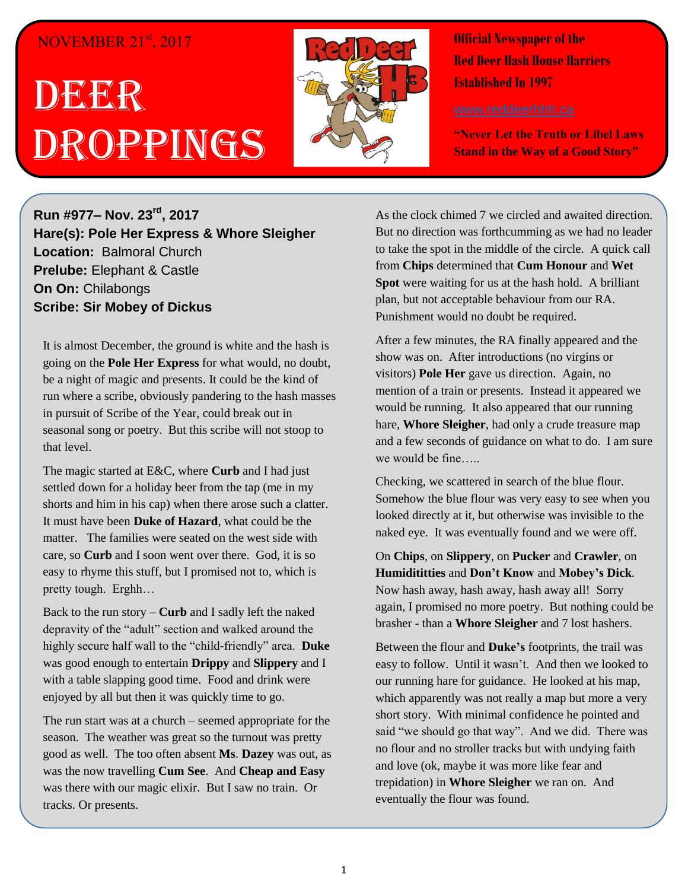NOVEMBER 21st, 2017

# DEER DROPPINGS

**Official Newspaper of the Red Deer Hash House Harriers Established In 1997**

www.reddeerhhh.ca

**"Never Let the Truth or Libel Laws Stand in the Way of a Good Story"**

**Run #977– Nov. 23rd, 2017**
**Hare(s): Pole Her Express & Whore Sleigher**
**Location:** Balmoral Church
**Prelube:** Elephant & Castle
**On On:** Chilabongs
**Scribe: Sir Mobey of Dickus**

It is almost December, the ground is white and the hash is going on the **Pole Her Express** for what would, no doubt, be a night of magic and presents. It could be the kind of run where a scribe, obviously pandering to the hash masses in pursuit of Scribe of the Year, could break out in seasonal song or poetry. But this scribe will not stoop to that level.

The magic started at E&C, where **Curb** and I had just settled down for a holiday beer from the tap (me in my shorts and him in his cap) when there arose such a clatter. It must have been **Duke of Hazard**, what could be the matter. The families were seated on the west side with care, so **Curb** and I soon went over there. God, it is so easy to rhyme this stuff, but I promised not to, which is pretty tough. Erghh…

Back to the run story – **Curb** and I sadly left the naked depravity of the "adult" section and walked around the highly secure half wall to the "child-friendly" area. **Duke** was good enough to entertain **Drippy** and **Slippery** and I with a table slapping good time. Food and drink were enjoyed by all but then it was quickly time to go.

The run start was at a church – seemed appropriate for the season. The weather was great so the turnout was pretty good as well. The too often absent **Ms**. **Dazey** was out, as was the now travelling **Cum See**. And **Cheap and Easy** was there with our magic elixir. But I saw no train. Or tracks. Or presents.

As the clock chimed 7 we circled and awaited direction. But no direction was forthcumming as we had no leader to take the spot in the middle of the circle. A quick call from **Chips** determined that **Cum Honour** and **Wet Spot** were waiting for us at the hash hold. A brilliant plan, but not acceptable behaviour from our RA. Punishment would no doubt be required.

After a few minutes, the RA finally appeared and the show was on. After introductions (no virgins or visitors) **Pole Her** gave us direction. Again, no mention of a train or presents. Instead it appeared we would be running. It also appeared that our running hare, **Whore Sleigher**, had only a crude treasure map and a few seconds of guidance on what to do. I am sure we would be fine…..

Checking, we scattered in search of the blue flour. Somehow the blue flour was very easy to see when you looked directly at it, but otherwise was invisible to the naked eye. It was eventually found and we were off.

On **Chips**, on **Slippery**, on **Pucker** and **Crawler**, on **Humidititties** and **Don't Know** and **Mobey's Dick**. Now hash away, hash away, hash away all! Sorry again, I promised no more poetry. But nothing could be brasher - than a **Whore Sleigher** and 7 lost hashers.

Between the flour and **Duke's** footprints, the trail was easy to follow. Until it wasn't. And then we looked to our running hare for guidance. He looked at his map, which apparently was not really a map but more a very short story. With minimal confidence he pointed and said "we should go that way". And we did. There was no flour and no stroller tracks but with undying faith and love (ok, maybe it was more like fear and trepidation) in **Whore Sleigher** we ran on. And eventually the flour was found.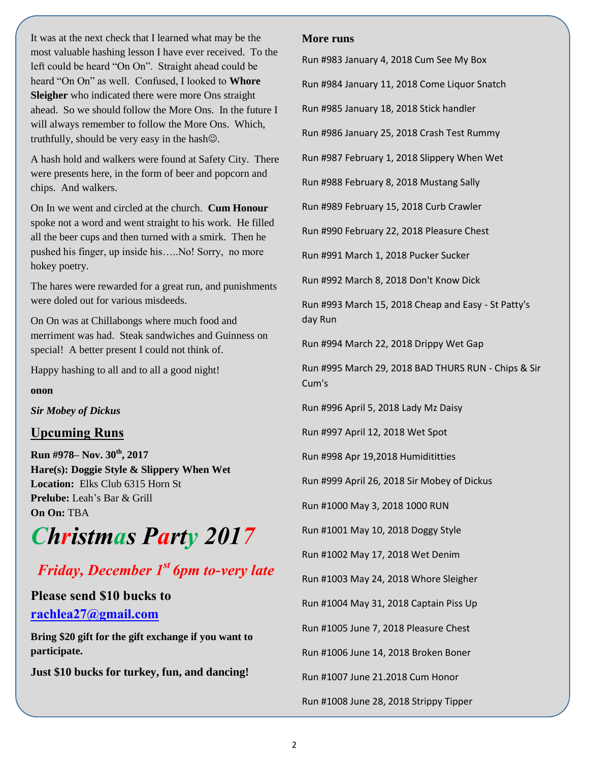It was at the next check that I learned what may be the most valuable hashing lesson I have ever received. To the left could be heard "On On". Straight ahead could be heard "On On" as well. Confused, I looked to **Whore Sleigher** who indicated there were more Ons straight ahead. So we should follow the More Ons. In the future I will always remember to follow the More Ons. Which, truthfully, should be very easy in the hash☺.

A hash hold and walkers were found at Safety City. There were presents here, in the form of beer and popcorn and chips. And walkers.

On In we went and circled at the church. **Cum Honour** spoke not a word and went straight to his work. He filled all the beer cups and then turned with a smirk. Then he pushed his finger, up inside his…..No! Sorry, no more hokey poetry.

The hares were rewarded for a great run, and punishments were doled out for various misdeeds.

On On was at Chillabongs where much food and merriment was had. Steak sandwiches and Guinness on special! A better present I could not think of.

Happy hashing to all and to all a good night!

**onon**

***Sir Mobey of Dickus***

## Upcuming Runs

**Run #978– Nov. 30th, 2017**
**Hare(s): Doggie Style & Slippery When Wet**
**Location:** Elks Club 6315 Horn St
**Prelube:** Leah's Bar & Grill
**On On:** TBA

# *Christmas Party 2017*

### *Friday, December 1st 6pm to-very late*

**Please send $10 bucks to [rachlea27@gmail.com](mailto:rachlea27@gmail.com)**

**Bring $20 gift for the gift exchange if you want to participate.**

**Just $10 bucks for turkey, fun, and dancing!**

**More runs**

Run #983 January 4, 2018 Cum See My Box

Run #984 January 11, 2018 Come Liquor Snatch

Run #985 January 18, 2018 Stick handler

Run #986 January 25, 2018 Crash Test Rummy

Run #987 February 1, 2018 Slippery When Wet

Run #988 February 8, 2018 Mustang Sally

Run #989 February 15, 2018 Curb Crawler

Run #990 February 22, 2018 Pleasure Chest

Run #991 March 1, 2018 Pucker Sucker

Run #992 March 8, 2018 Don't Know Dick

Run #993 March 15, 2018 Cheap and Easy - St Patty's day Run

Run #994 March 22, 2018 Drippy Wet Gap

Run #995 March 29, 2018 BAD THURS RUN - Chips & Sir Cum's

Run #996 April 5, 2018 Lady Mz Daisy

Run #997 April 12, 2018 Wet Spot

Run #998 Apr 19,2018 Humidititties

Run #999 April 26, 2018 Sir Mobey of Dickus

Run #1000 May 3, 2018 1000 RUN

Run #1001 May 10, 2018 Doggy Style

Run #1002 May 17, 2018 Wet Denim

Run #1003 May 24, 2018 Whore Sleigher

Run #1004 May 31, 2018 Captain Piss Up

Run #1005 June 7, 2018 Pleasure Chest

Run #1006 June 14, 2018 Broken Boner

Run #1007 June 21.2018 Cum Honor

Run #1008 June 28, 2018 Strippy Tipper